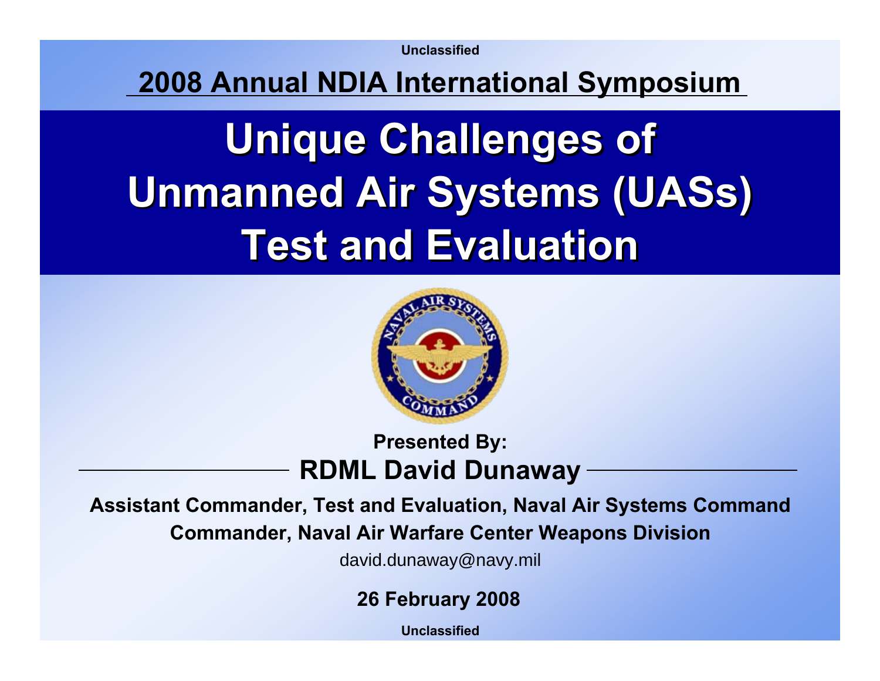Unclassified

## 2008 Annual NDIA International Symposium

# Unique Challenges of Unmanned Air Systems (UASs) Test and Evaluation

**Presented By:**

**RDML David Dunaway**

**Assistant Commander, Test and Evaluation, Naval Air Systems Command**

**Commander, Naval Air Warfare Center Weapons Division**

david.dunaway@navy.mil

**26 February 2008**

Unclassified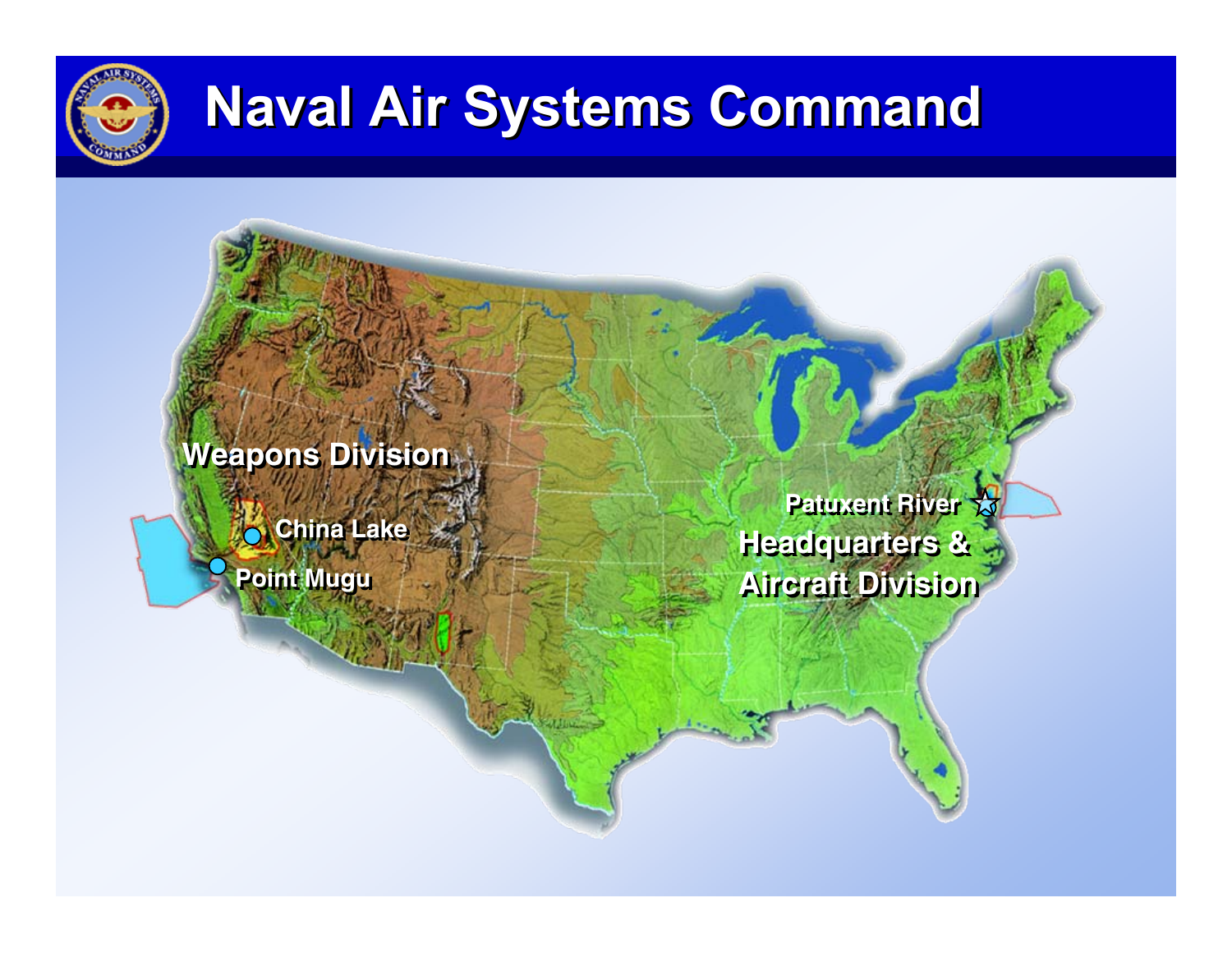# Naval Air Systems Command

Weapons Division

China Lake

Point Mugu

Patuxent River

Headquarters & Aircraft Division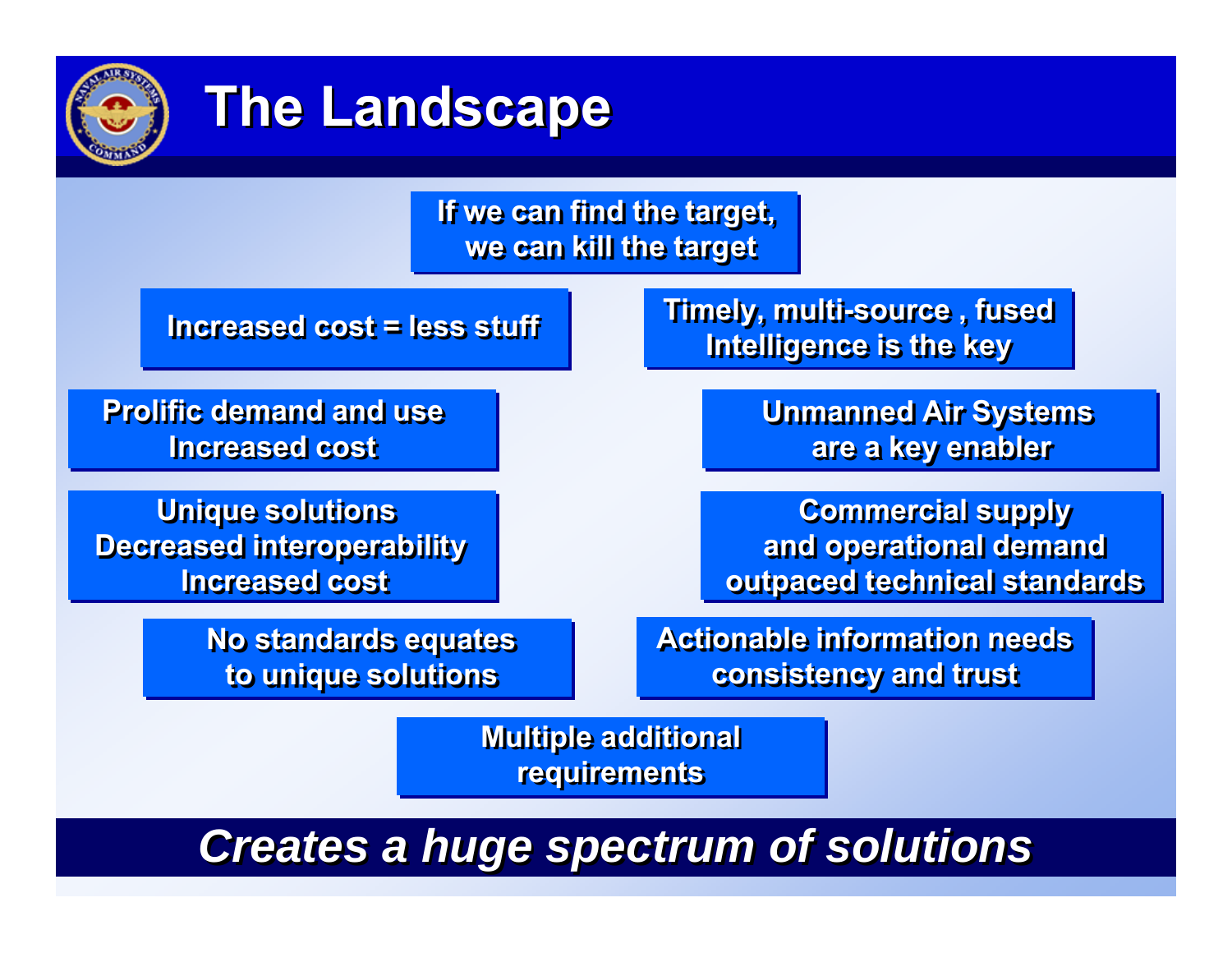# The Landscape

If we can find the target, we can kill the target

Increased cost = less stuff

Timely, multi-source , fused Intelligence is the key

Prolific demand and use
Increased cost

Unmanned Air Systems are a key enabler

Unique solutions
Decreased interoperability
Increased cost

Commercial supply and operational demand outpaced technical standards

No standards equates to unique solutions

Actionable information needs consistency and trust

Multiple additional requirements

***Creates a huge spectrum of solutions***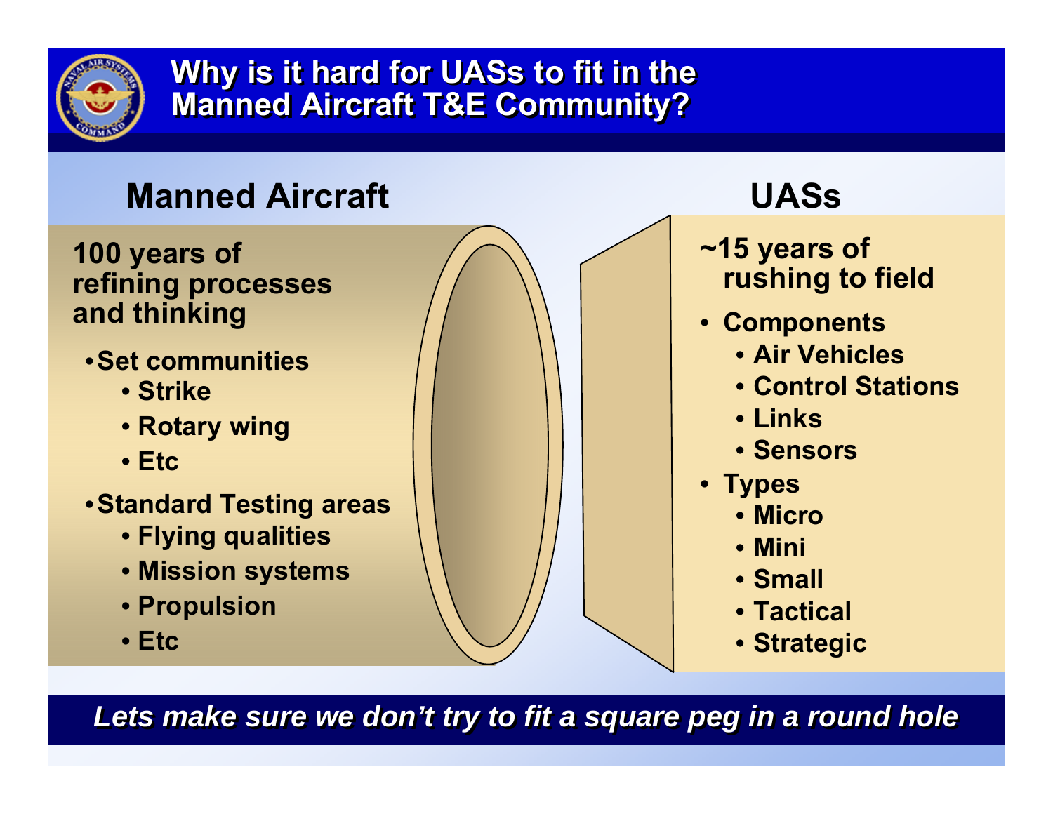# Why is it hard for UASs to fit in the Manned Aircraft T&E Community?

## Manned Aircraft

**100 years of refining processes and thinking**

- **Set communities**
  - **Strike**
  - **Rotary wing**
  - **Etc**
- **Standard Testing areas**
  - **Flying qualities**
  - **Mission systems**
  - **Propulsion**
  - **Etc**

## UASs

**~15 years of rushing to field**

- **Components**
  - **Air Vehicles**
  - **Control Stations**
  - **Links**
  - **Sensors**
- **Types**
  - **Micro**
  - **Mini**
  - **Small**
  - **Tactical**
  - **Strategic**

***Lets make sure we don't try to fit a square peg in a round hole***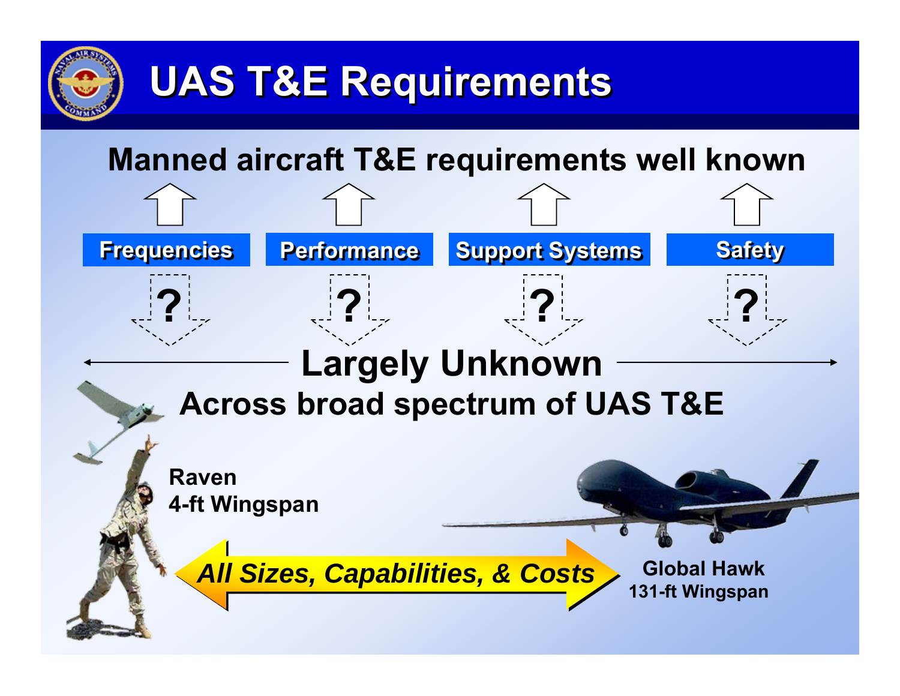# UAS T&E Requirements

**Manned aircraft T&E requirements well known**

- **Frequencies** ?
- **Performance** ?
- **Support Systems** ?
- **Safety** ?

**Largely Unknown**

**Across broad spectrum of UAS T&E**

**Raven**
**4-ft Wingspan**

***All Sizes, Capabilities, & Costs***

**Global Hawk**
**131-ft Wingspan**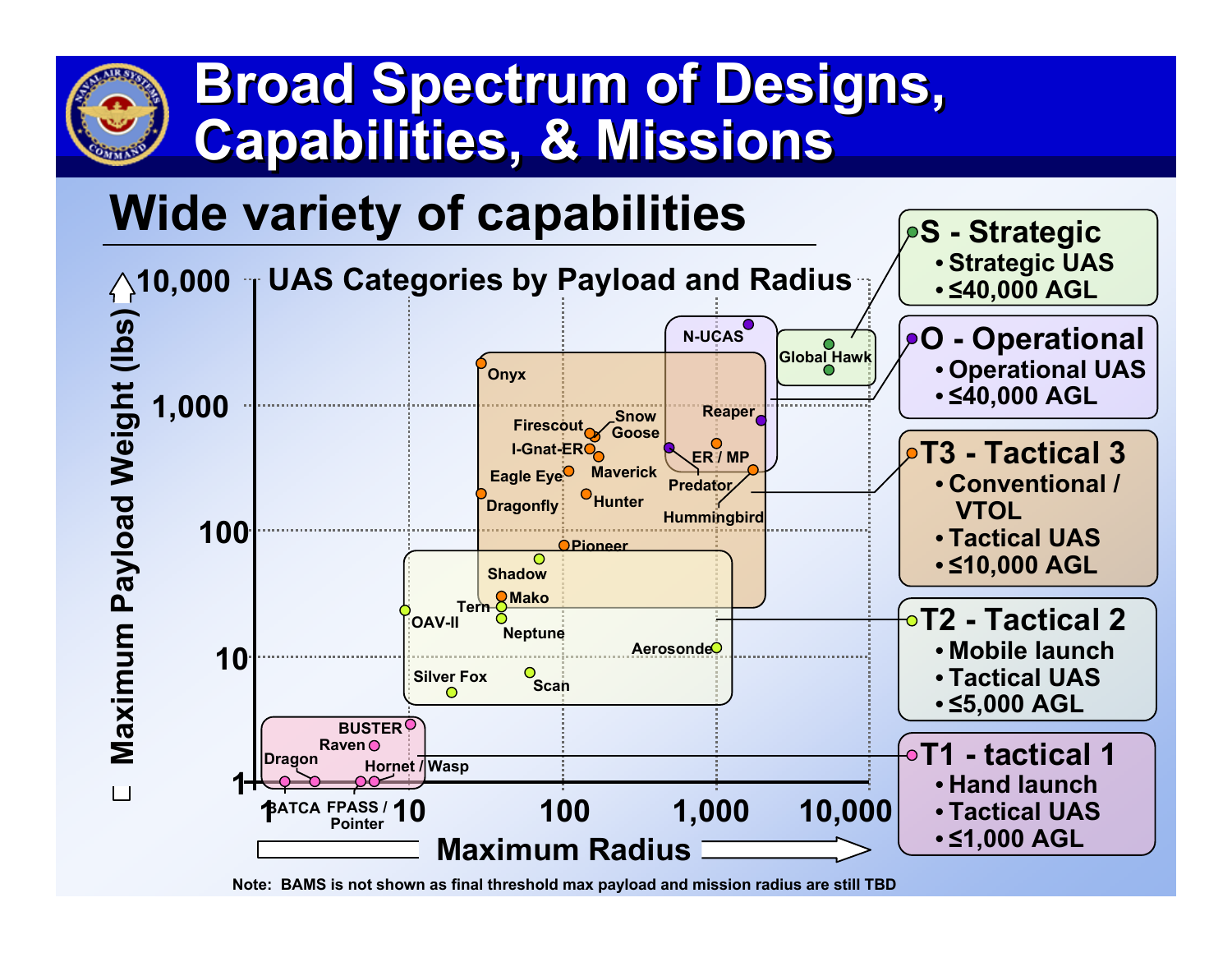# Broad Spectrum of Designs, Capabilities, & Missions

## Wide variety of capabilities

**UAS Categories by Payload and Radius**

Maximum Payload Weight (lbs): 1, 10, 100, 1,000, 10,000

Maximum Radius: 1, 10, 100, 1,000, 10,000

Onyx, Firescout, Snow Goose, I-Gnat-ER, Maverick, Eagle Eye, Dragonfly, Hunter, N-UCAS, Reaper, ER / MP, Predator, Hummingbird, Global Hawk, Pioneer, Shadow, Tern, Mako, OAV-II, Neptune, Aerosonde, Silver Fox, Scan, BUSTER, Raven, Dragon, Hornet / Wasp, BATCA, FPASS / Pointer

- **S - Strategic**
  - Strategic UAS
  - ≤40,000 AGL
- **O - Operational**
  - Operational UAS
  - ≤40,000 AGL
- **T3 - Tactical 3**
  - Conventional / VTOL
  - Tactical UAS
  - ≤10,000 AGL
- **T2 - Tactical 2**
  - Mobile launch
  - Tactical UAS
  - ≤5,000 AGL
- **T1 - tactical 1**
  - Hand launch
  - Tactical UAS
  - ≤1,000 AGL

Note: BAMS is not shown as final threshold max payload and mission radius are still TBD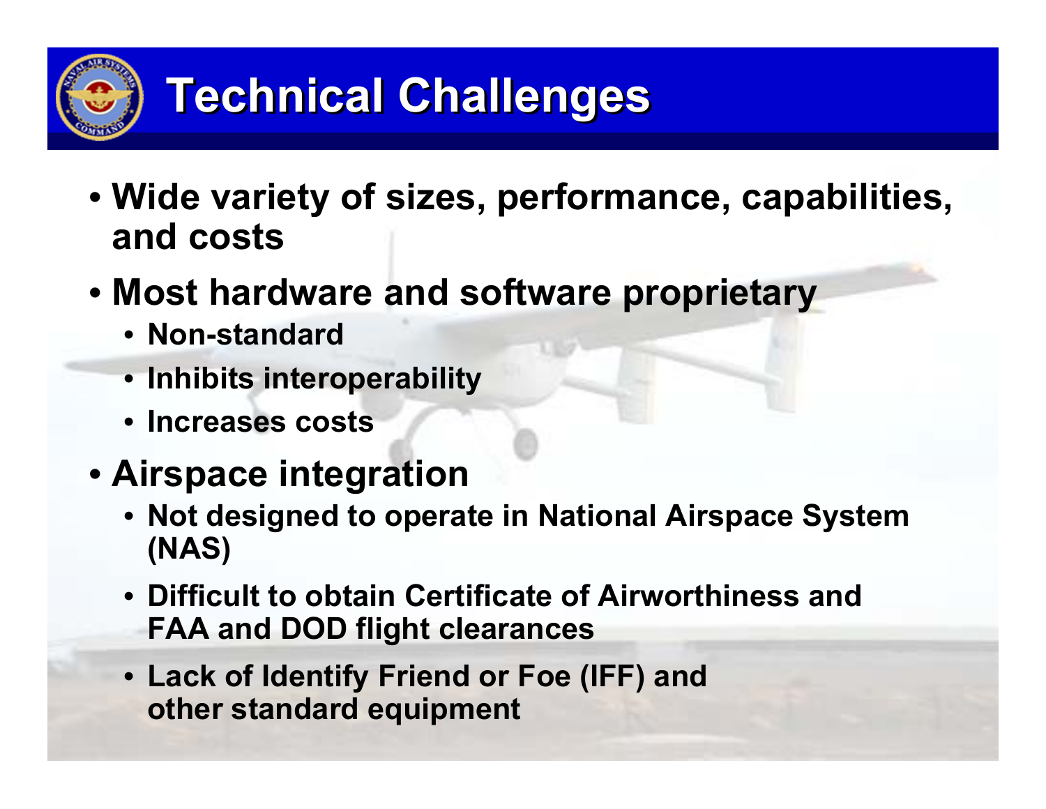# Technical Challenges

- **Wide variety of sizes, performance, capabilities, and costs**
- **Most hardware and software proprietary**
  - **Non-standard**
  - **Inhibits interoperability**
  - **Increases costs**
- **Airspace integration**
  - **Not designed to operate in National Airspace System (NAS)**
  - **Difficult to obtain Certificate of Airworthiness and FAA and DOD flight clearances**
  - **Lack of Identify Friend or Foe (IFF) and other standard equipment**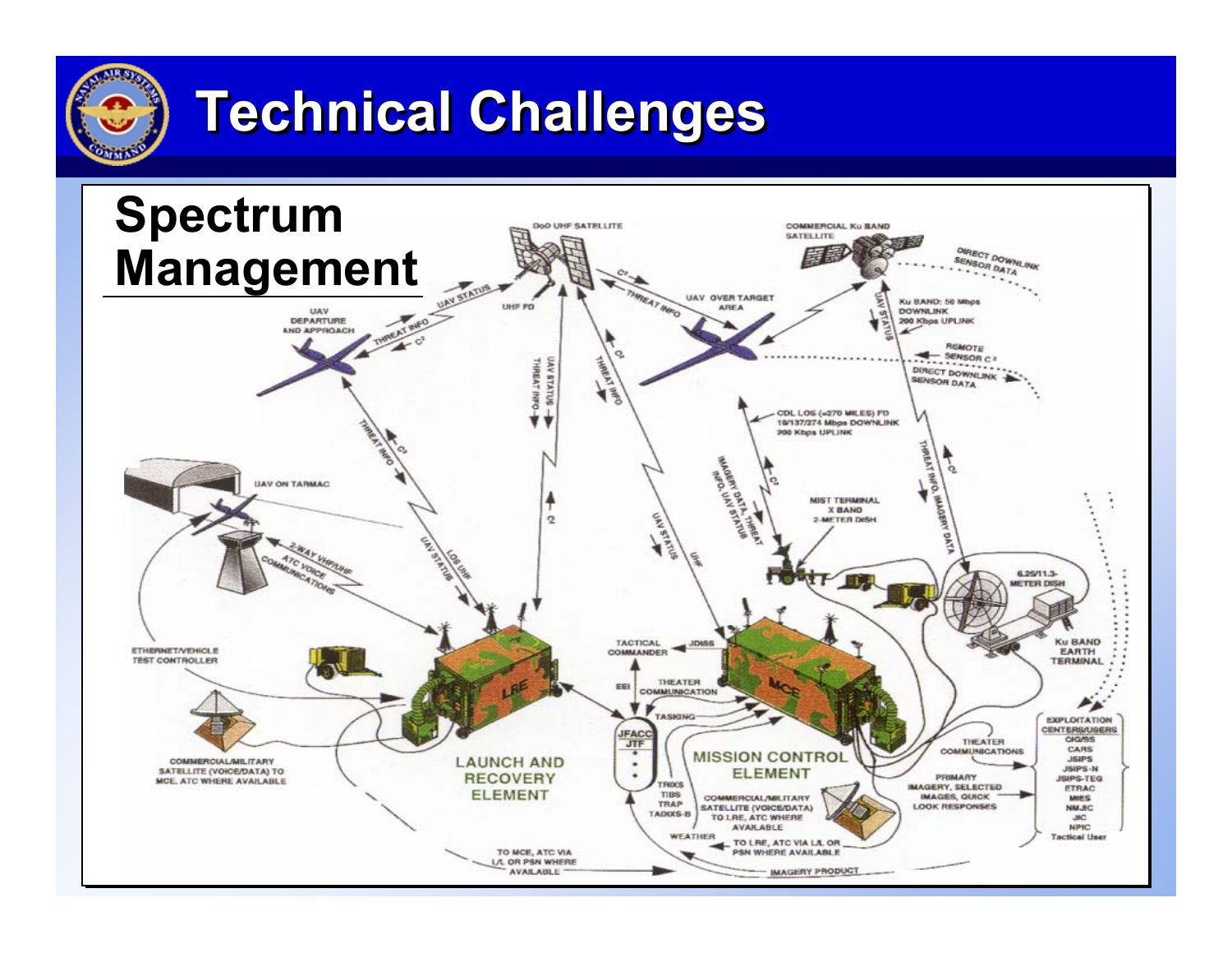# Technical Challenges

## Spectrum Management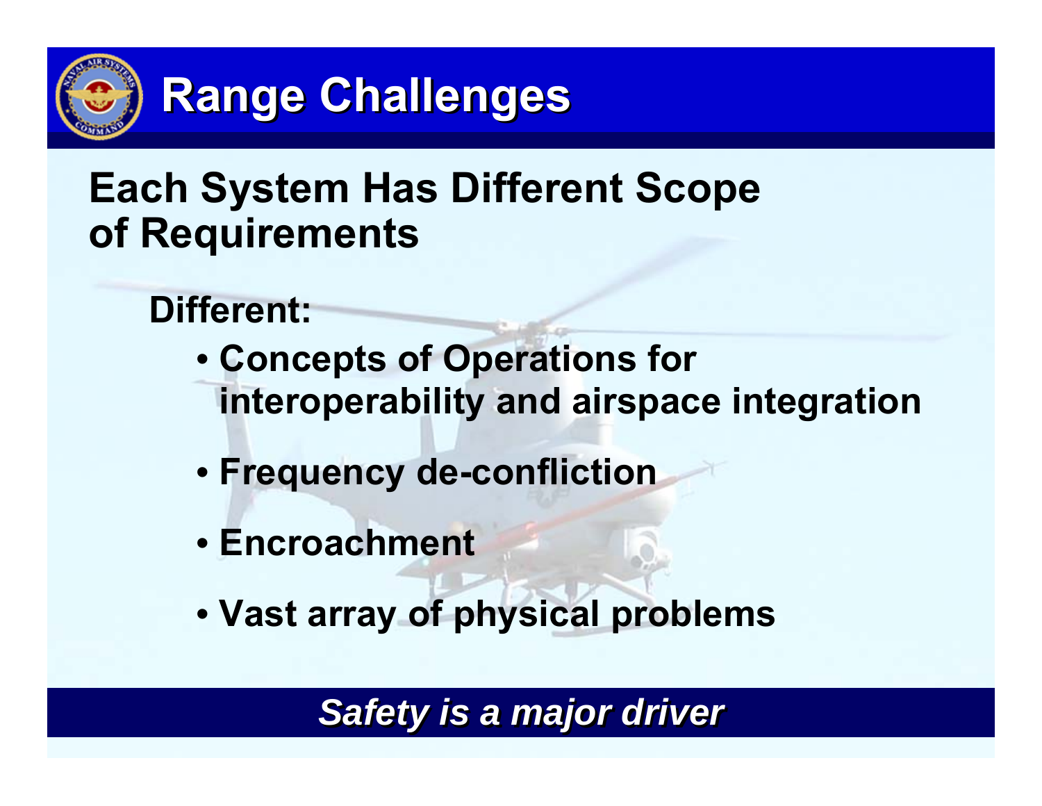# Range Challenges

## Each System Has Different Scope of Requirements

**Different:**

- **Concepts of Operations for interoperability and airspace integration**
- **Frequency de-confliction**
- **Encroachment**
- **Vast array of physical problems**

***Safety is a major driver***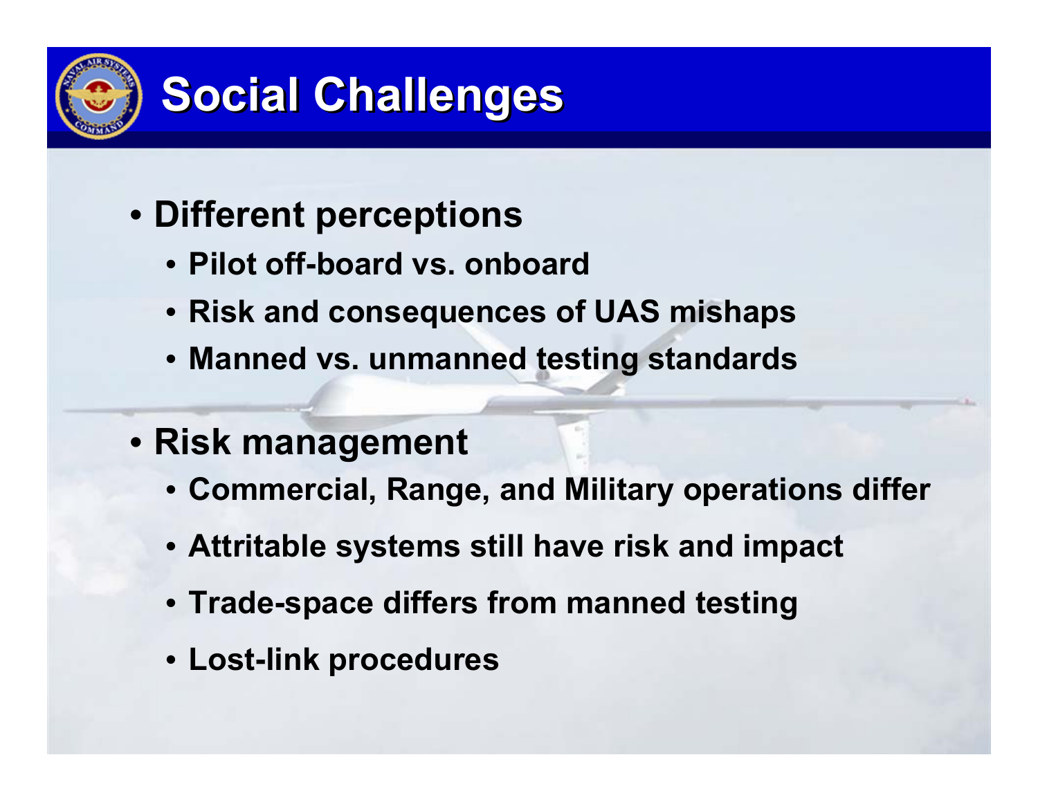# Social Challenges

- Different perceptions
  - Pilot off-board vs. onboard
  - Risk and consequences of UAS mishaps
  - Manned vs. unmanned testing standards
- Risk management
  - Commercial, Range, and Military operations differ
  - Attritable systems still have risk and impact
  - Trade-space differs from manned testing
  - Lost-link procedures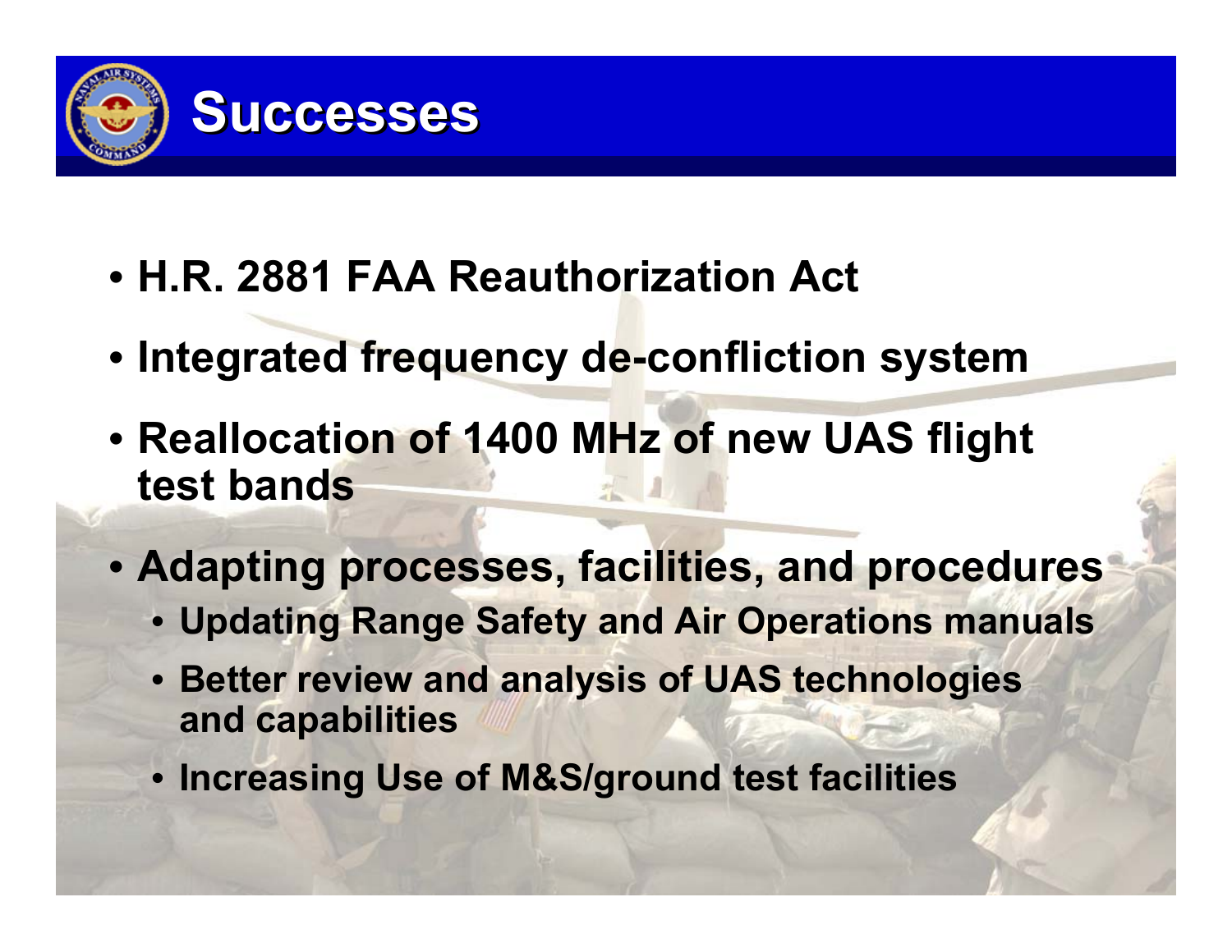# Successes

- H.R. 2881 FAA Reauthorization Act
- Integrated frequency de-confliction system
- Reallocation of 1400 MHz of new UAS flight test bands
- Adapting processes, facilities, and procedures
  - Updating Range Safety and Air Operations manuals
  - Better review and analysis of UAS technologies and capabilities
  - Increasing Use of M&S/ground test facilities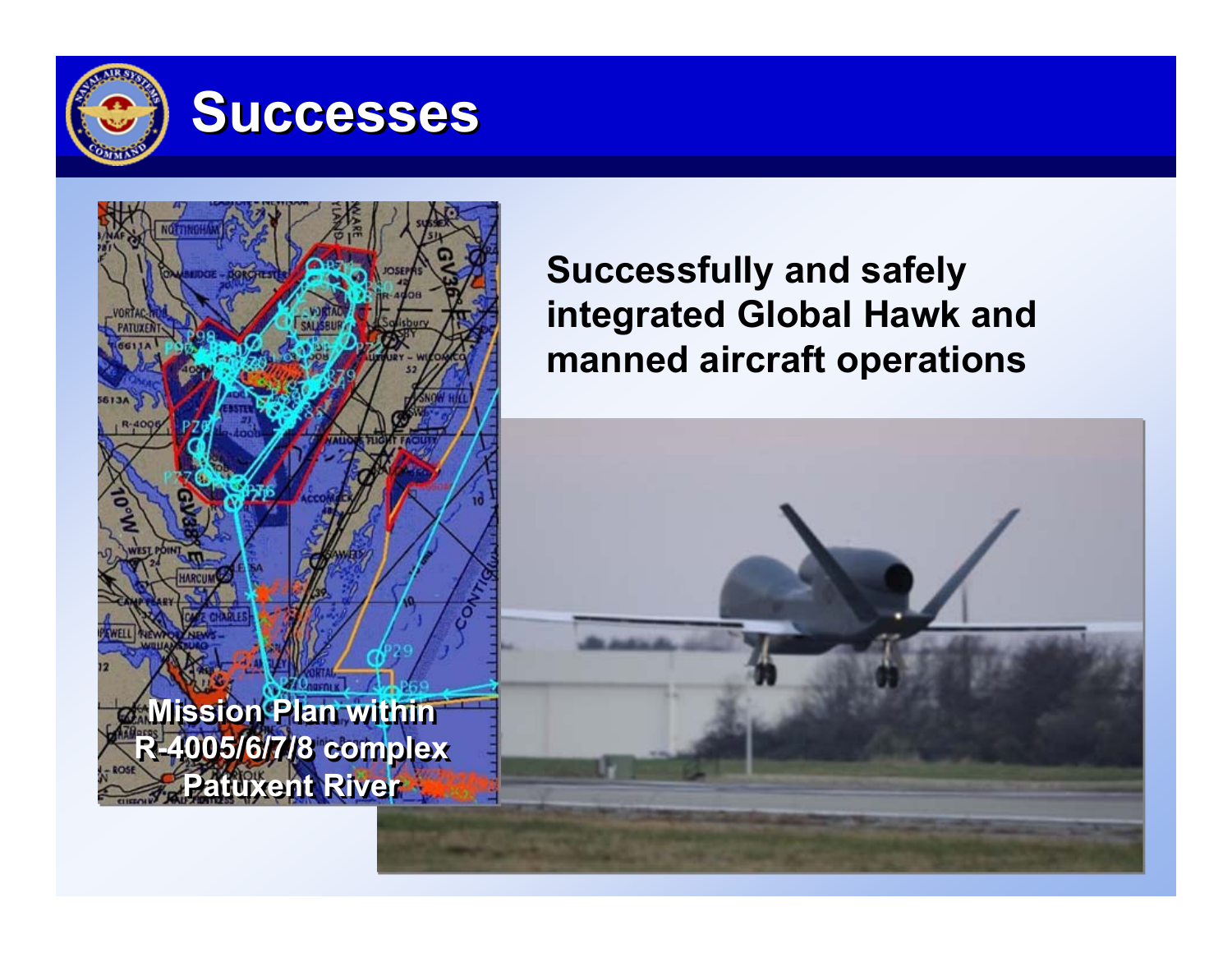# Successes

Successfully and safely integrated Global Hawk and manned aircraft operations

Mission Plan within R-4005/6/7/8 complex Patuxent River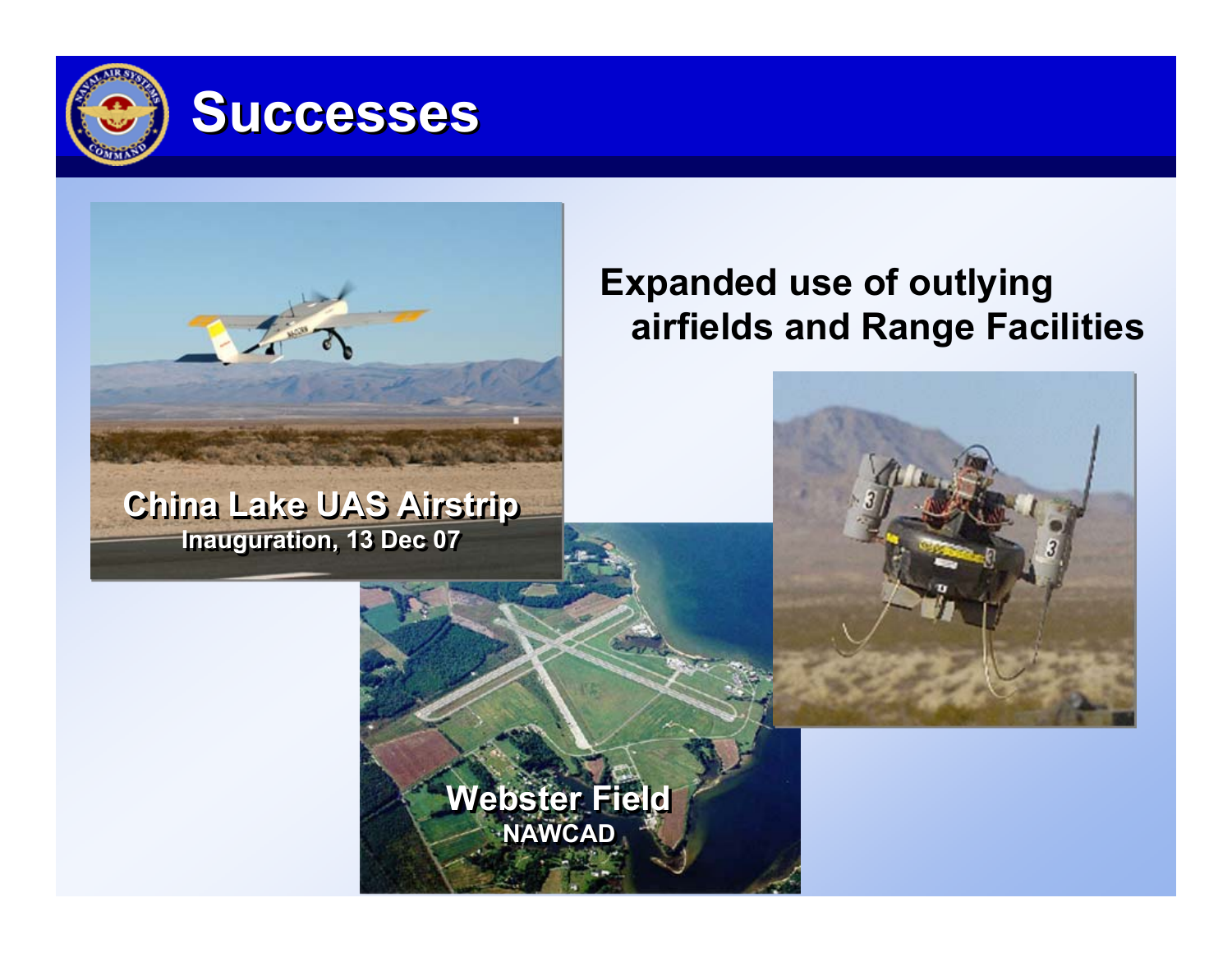# Successes

Expanded use of outlying airfields and Range Facilities

China Lake UAS Airstrip
Inauguration, 13 Dec 07

Webster Field
NAWCAD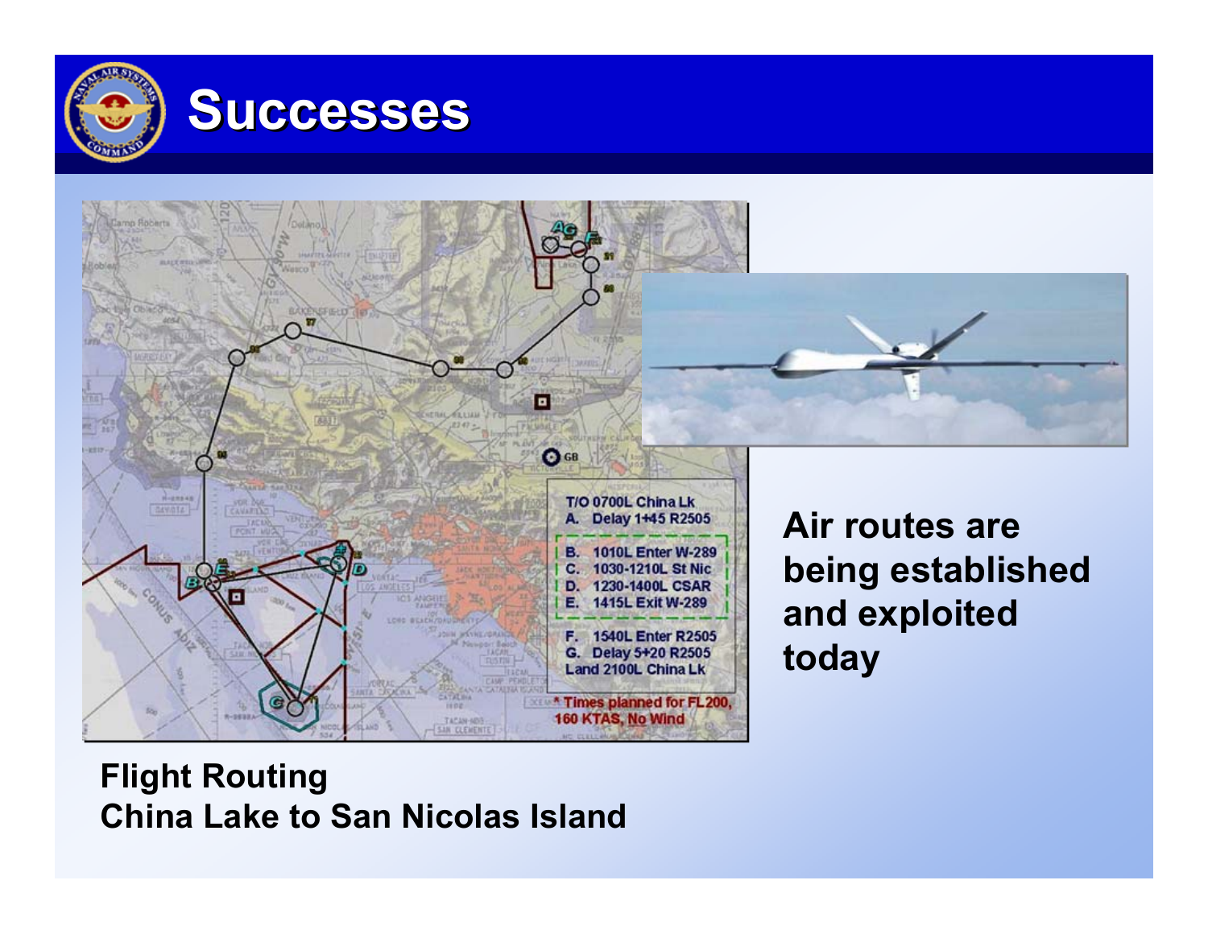# Successes

T/O 0700L China Lk
A. Delay 1+45 R2505
B. 1010L Enter W-289
C. 1030-1210L St Nic
D. 1230-1400L CSAR
E. 1415L Exit W-289
F. 1540L Enter R2505
G. Delay 5+20 R2505
Land 2100L China Lk

* Times planned for FL200, 160 KTAS, No Wind

**Air routes are being established and exploited today**

**Flight Routing**
**China Lake to San Nicolas Island**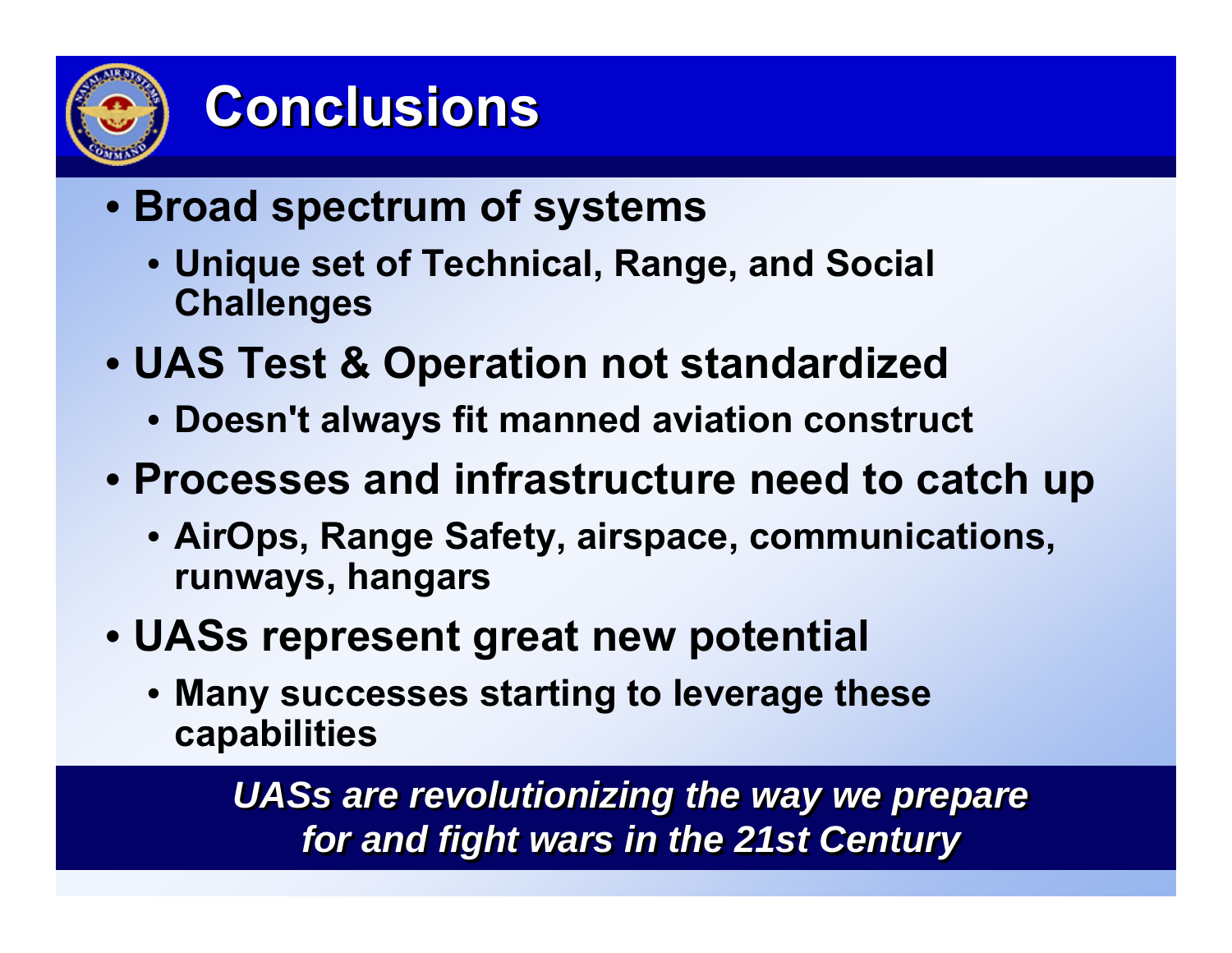# Conclusions

- **Broad spectrum of systems**
  - **Unique set of Technical, Range, and Social Challenges**
- **UAS Test & Operation not standardized**
  - **Doesn't always fit manned aviation construct**
- **Processes and infrastructure need to catch up**
  - **AirOps, Range Safety, airspace, communications, runways, hangars**
- **UASs represent great new potential**
  - **Many successes starting to leverage these capabilities**

***UASs are revolutionizing the way we prepare for and fight wars in the 21st Century***